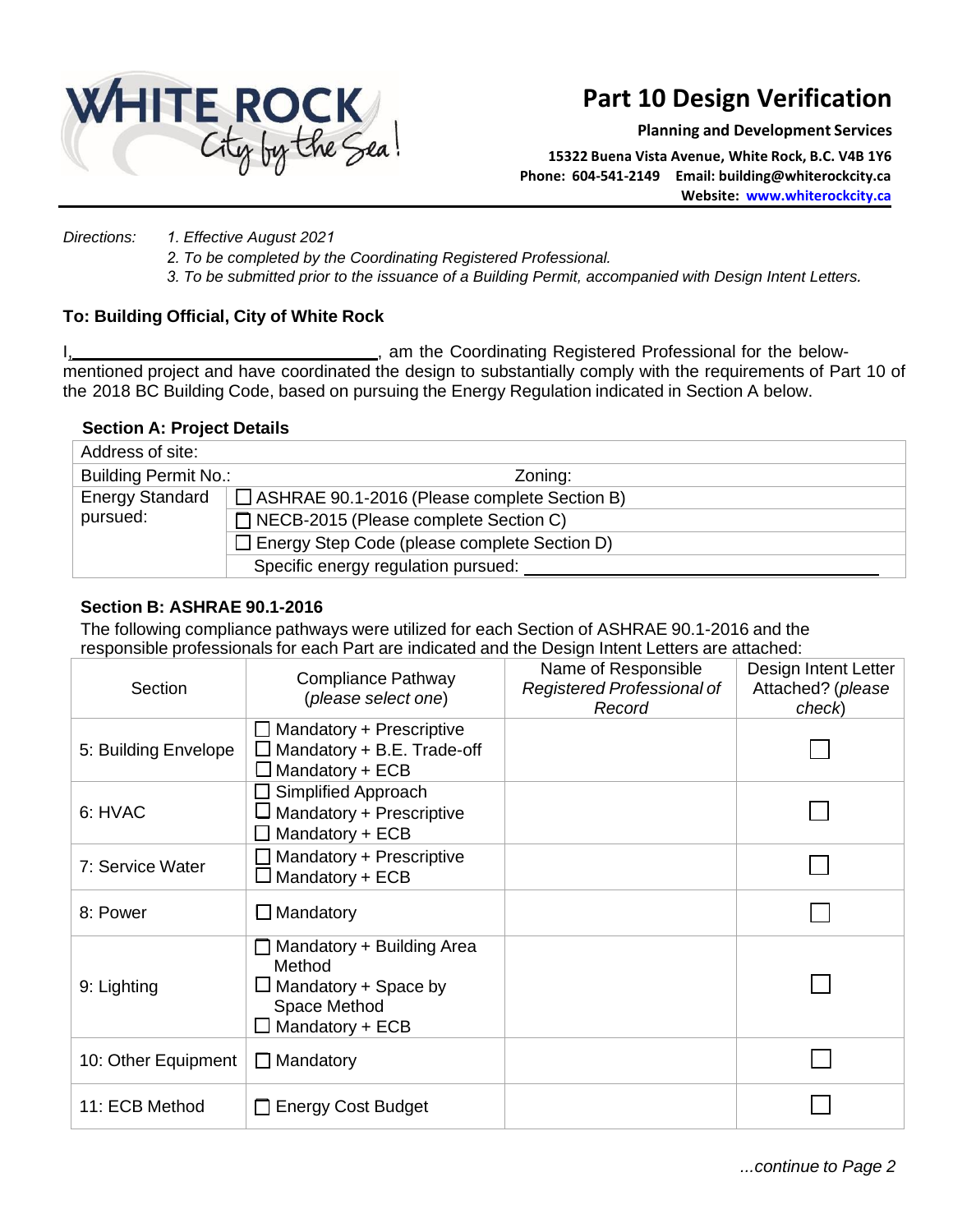WHITE ROCK City by the Sea!

# Part 10 Design Verification

**Planning and Development Services**

**15322 Buena Vista Avenue, White Rock, B.C. V4B 1Y6**
**Phone: 604-541-2149 Email: building@whiterockcity.ca**
**Website: www.whiterockcity.ca**

*Directions:*
1. *Effective August 2021*
2. *To be completed by the Coordinating Registered Professional.*
3. *To be submitted prior to the issuance of a Building Permit, accompanied with Design Intent Letters.*

**To: Building Official, City of White Rock**

I,\_\_\_\_\_\_\_\_\_\_\_\_\_\_\_\_\_\_\_\_\_\_\_\_\_\_\_\_\_\_\_\_, am the Coordinating Registered Professional for the below-mentioned project and have coordinated the design to substantially comply with the requirements of Part 10 of the 2018 BC Building Code, based on pursuing the Energy Regulation indicated in Section A below.

### Section A: Project Details

| Address of site: | |
|---|---|
| Building Permit No.: | Zoning: |
| Energy Standard pursued: | ☐ ASHRAE 90.1-2016 (Please complete Section B) |
| | ☐ NECB-2015 (Please complete Section C) |
| | ☐ Energy Step Code (please complete Section D) |
| | Specific energy regulation pursued: \_\_\_\_\_\_\_\_\_\_\_\_\_\_\_\_\_\_\_\_\_\_\_\_\_\_\_\_\_\_ |

### Section B: ASHRAE 90.1-2016

The following compliance pathways were utilized for each Section of ASHRAE 90.1-2016 and the responsible professionals for each Part are indicated and the Design Intent Letters are attached:

| Section | Compliance Pathway (*please select one*) | Name of Responsible *Registered Professional of Record* | Design Intent Letter Attached? (*please check*) |
|---|---|---|---|
| 5: Building Envelope | ☐ Mandatory + Prescriptive<br>☐ Mandatory + B.E. Trade-off<br>☐ Mandatory + ECB | | ☐ |
| 6: HVAC | ☐ Simplified Approach<br>☐ Mandatory + Prescriptive<br>☐ Mandatory + ECB | | ☐ |
| 7: Service Water | ☐ Mandatory + Prescriptive<br>☐ Mandatory + ECB | | ☐ |
| 8: Power | ☐ Mandatory | | ☐ |
| 9: Lighting | ☐ Mandatory + Building Area Method<br>☐ Mandatory + Space by Space Method<br>☐ Mandatory + ECB | | ☐ |
| 10: Other Equipment | ☐ Mandatory | | ☐ |
| 11: ECB Method | ☐ Energy Cost Budget | | ☐ |

*...continue to Page 2*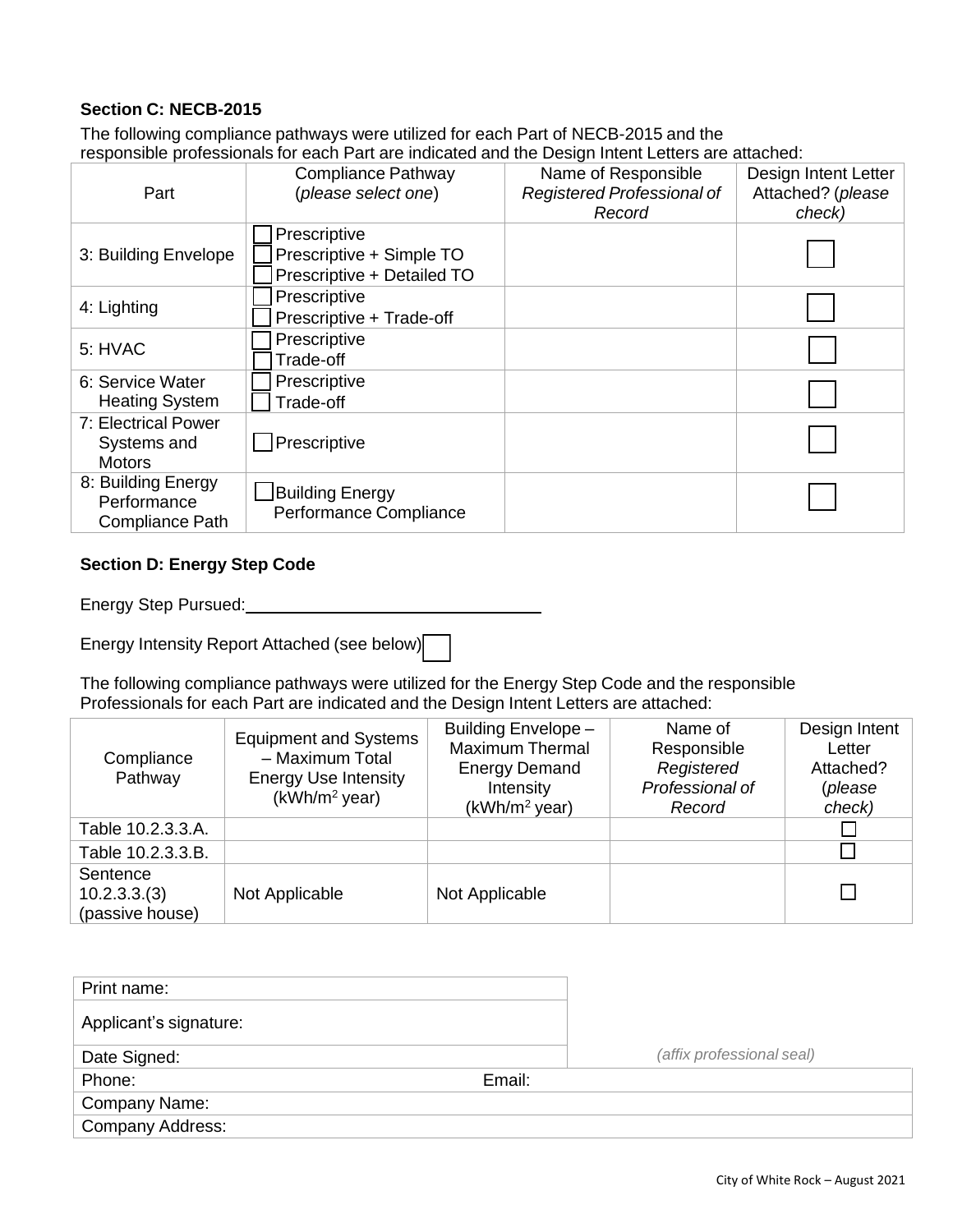### Section C: NECB-2015

The following compliance pathways were utilized for each Part of NECB-2015 and the responsible professionals for each Part are indicated and the Design Intent Letters are attached:

| Part | Compliance Pathway (*please select one*) | Name of Responsible *Registered Professional of Record* | Design Intent Letter Attached? (*please check)* |
|---|---|---|---|
| 3: Building Envelope | ☐ Prescriptive<br>☐ Prescriptive + Simple TO<br>☐ Prescriptive + Detailed TO | | ☐ |
| 4: Lighting | ☐ Prescriptive<br>☐ Prescriptive + Trade-off | | ☐ |
| 5: HVAC | ☐ Prescriptive<br>☐ Trade-off | | ☐ |
| 6: Service Water Heating System | ☐ Prescriptive<br>☐ Trade-off | | ☐ |
| 7: Electrical Power Systems and Motors | ☐ Prescriptive | | ☐ |
| 8: Building Energy Performance Compliance Path | ☐ Building Energy Performance Compliance | | ☐ |

### Section D: Energy Step Code

Energy Step Pursued: ______________________________

Energy Intensity Report Attached (see below) ☐

The following compliance pathways were utilized for the Energy Step Code and the responsible Professionals for each Part are indicated and the Design Intent Letters are attached:

| Compliance Pathway | Equipment and Systems – Maximum Total Energy Use Intensity (kWh/m$^2$ year) | Building Envelope – Maximum Thermal Energy Demand Intensity (kWh/m$^2$ year) | Name of Responsible *Registered Professional of Record* | Design Intent Letter Attached? (*please check)* |
|---|---|---|---|---|
| Table 10.2.3.3.A. | | | | ☐ |
| Table 10.2.3.3.B. | | | | ☐ |
| Sentence 10.2.3.3.(3) (passive house) | Not Applicable | Not Applicable | | ☐ |

| | |
|---|---|
| Print name: | |
| Applicant's signature: | |
| Date Signed: | *(affix professional seal)* |
| Phone: | Email: |
| Company Name: | |
| Company Address: | |